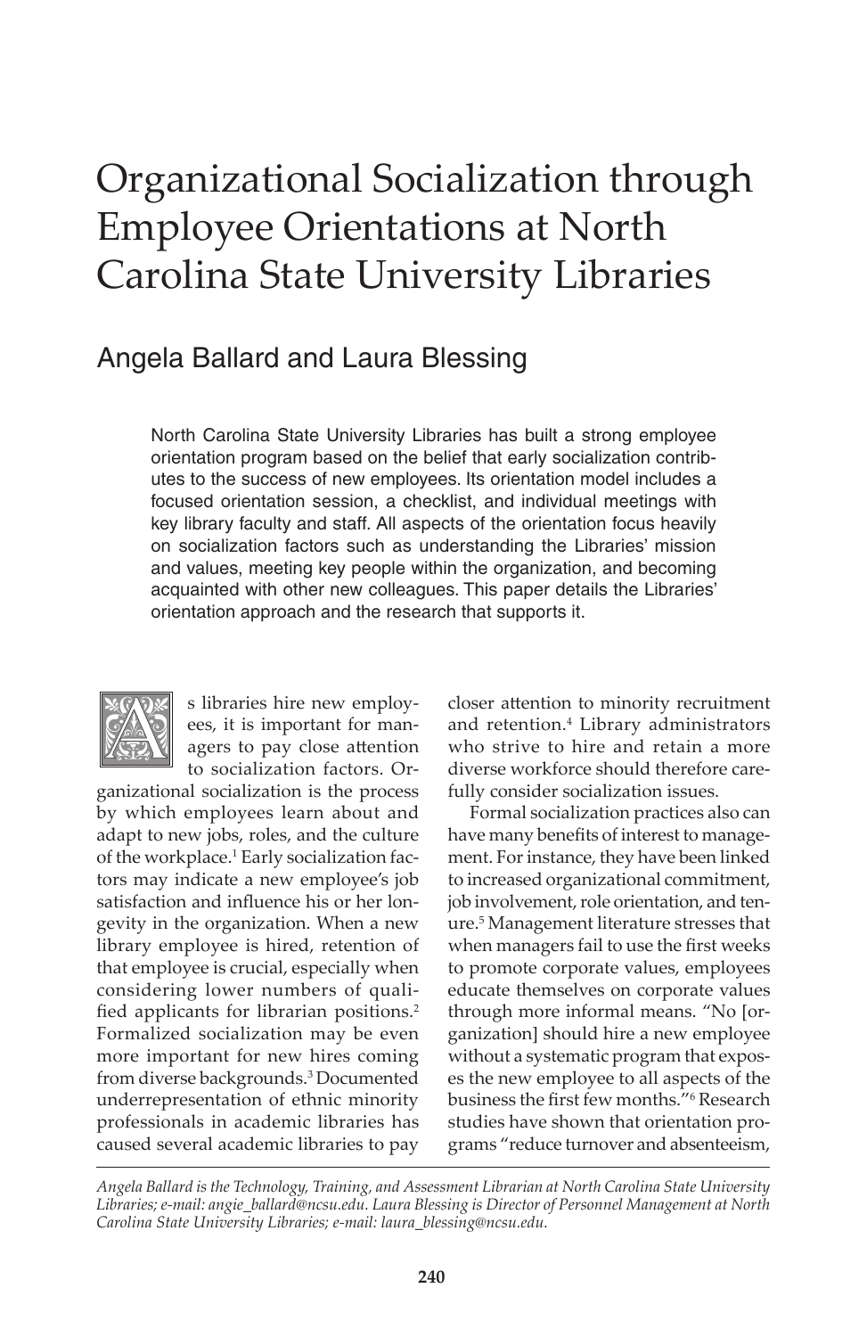# Organizational Socialization through Employee Orientations at North Carolina State University Libraries

## Angela Ballard and Laura Blessing

North Carolina State University Libraries has built a strong employee orientation program based on the belief that early socialization contributes to the success of new employees. Its orientation model includes a focused orientation session, a checklist, and individual meetings with key library faculty and staff. All aspects of the orientation focus heavily on socialization factors such as understanding the Libraries' mission and values, meeting key people within the organization, and becoming acquainted with other new colleagues. This paper details the Libraries' orientation approach and the research that supports it.

As libraries hire new employees, it is important for managers to pay close attention to socialization factors. Organizational socialization is the process by which employees learn about and adapt to new jobs, roles, and the culture of the workplace.[1] Early socialization factors may indicate a new employee's job satisfaction and influence his or her longevity in the organization. When a new library employee is hired, retention of that employee is crucial, especially when considering lower numbers of qualified applicants for librarian positions.[2] Formalized socialization may be even more important for new hires coming from diverse backgrounds.[3] Documented underrepresentation of ethnic minority professionals in academic libraries has caused several academic libraries to pay closer attention to minority recruitment and retention.[4] Library administrators who strive to hire and retain a more diverse workforce should therefore carefully consider socialization issues.

Formal socialization practices also can have many benefits of interest to management. For instance, they have been linked to increased organizational commitment, job involvement, role orientation, and tenure.[5] Management literature stresses that when managers fail to use the first weeks to promote corporate values, employees educate themselves on corporate values through more informal means. "No [organization] should hire a new employee without a systematic program that exposes the new employee to all aspects of the business the first few months."[6] Research studies have shown that orientation programs "reduce turnover and absenteeism,

*Angela Ballard is the Technology, Training, and Assessment Librarian at North Carolina State University Libraries; e-mail: angie_ballard@ncsu.edu. Laura Blessing is Director of Personnel Management at North Carolina State University Libraries; e-mail: laura_blessing@ncsu.edu.*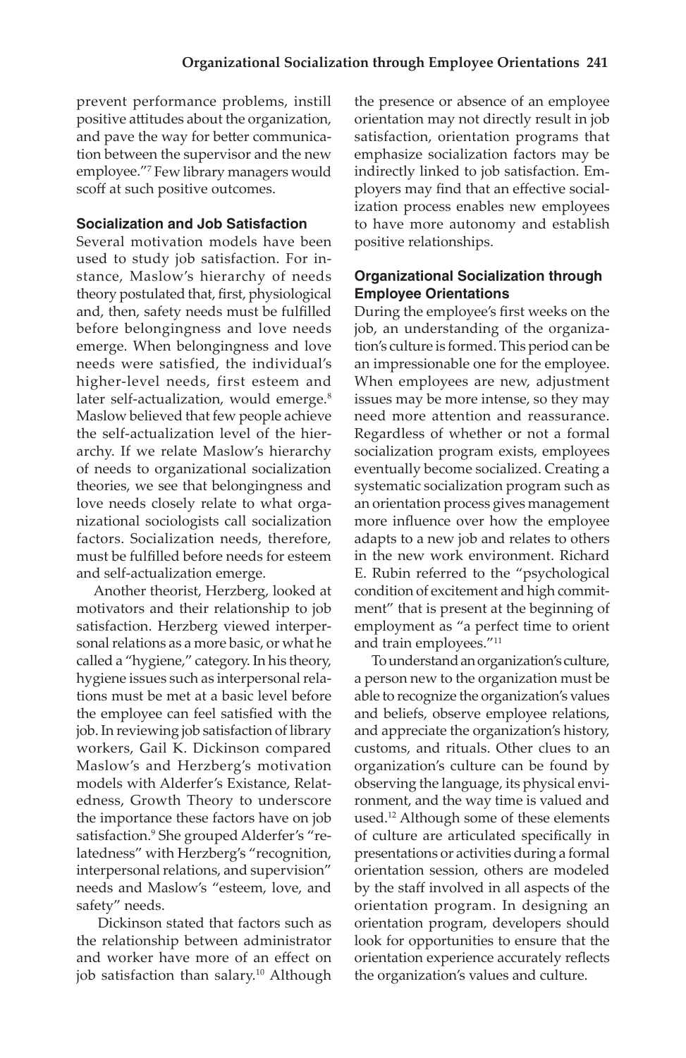prevent performance problems, instill positive attitudes about the organization, and pave the way for better communication between the supervisor and the new employee."[7] Few library managers would scoff at such positive outcomes.

### Socialization and Job Satisfaction

Several motivation models have been used to study job satisfaction. For instance, Maslow's hierarchy of needs theory postulated that, first, physiological and, then, safety needs must be fulfilled before belongingness and love needs emerge. When belongingness and love needs were satisfied, the individual's higher-level needs, first esteem and later self-actualization, would emerge.[8] Maslow believed that few people achieve the self-actualization level of the hierarchy. If we relate Maslow's hierarchy of needs to organizational socialization theories, we see that belongingness and love needs closely relate to what organizational sociologists call socialization factors. Socialization needs, therefore, must be fulfilled before needs for esteem and self-actualization emerge.

Another theorist, Herzberg, looked at motivators and their relationship to job satisfaction. Herzberg viewed interpersonal relations as a more basic, or what he called a "hygiene," category. In his theory, hygiene issues such as interpersonal relations must be met at a basic level before the employee can feel satisfied with the job. In reviewing job satisfaction of library workers, Gail K. Dickinson compared Maslow's and Herzberg's motivation models with Alderfer's Existance, Relatedness, Growth Theory to underscore the importance these factors have on job satisfaction.[9] She grouped Alderfer's "relatedness" with Herzberg's "recognition, interpersonal relations, and supervision" needs and Maslow's "esteem, love, and safety" needs.

Dickinson stated that factors such as the relationship between administrator and worker have more of an effect on job satisfaction than salary.[10] Although the presence or absence of an employee orientation may not directly result in job satisfaction, orientation programs that emphasize socialization factors may be indirectly linked to job satisfaction. Employers may find that an effective socialization process enables new employees to have more autonomy and establish positive relationships.

### Organizational Socialization through Employee Orientations

During the employee's first weeks on the job, an understanding of the organization's culture is formed. This period can be an impressionable one for the employee. When employees are new, adjustment issues may be more intense, so they may need more attention and reassurance. Regardless of whether or not a formal socialization program exists, employees eventually become socialized. Creating a systematic socialization program such as an orientation process gives management more influence over how the employee adapts to a new job and relates to others in the new work environment. Richard E. Rubin referred to the "psychological condition of excitement and high commitment" that is present at the beginning of employment as "a perfect time to orient and train employees."[11]

To understand an organization's culture, a person new to the organization must be able to recognize the organization's values and beliefs, observe employee relations, and appreciate the organization's history, customs, and rituals. Other clues to an organization's culture can be found by observing the language, its physical environment, and the way time is valued and used.[12] Although some of these elements of culture are articulated specifically in presentations or activities during a formal orientation session, others are modeled by the staff involved in all aspects of the orientation program. In designing an orientation program, developers should look for opportunities to ensure that the orientation experience accurately reflects the organization's values and culture.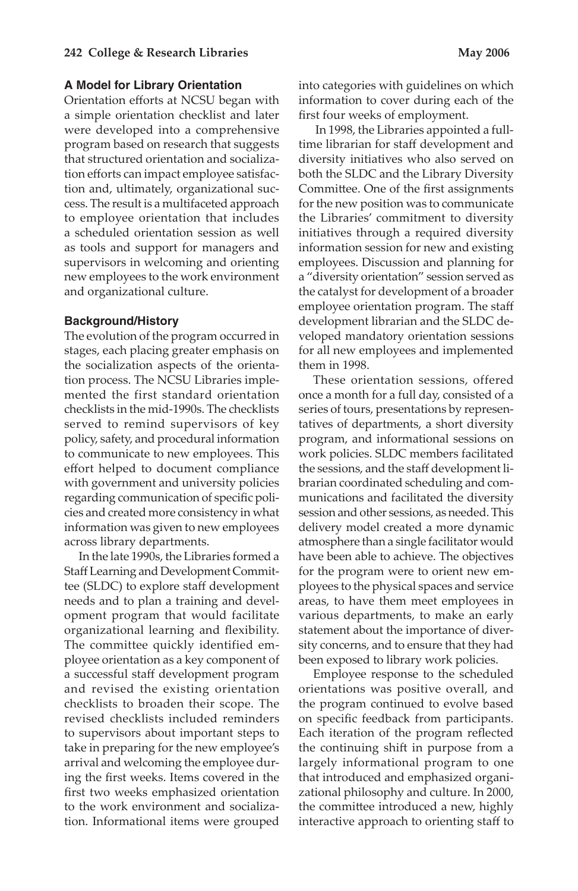## A Model for Library Orientation

Orientation efforts at NCSU began with a simple orientation checklist and later were developed into a comprehensive program based on research that suggests that structured orientation and socialization efforts can impact employee satisfaction and, ultimately, organizational success. The result is a multifaceted approach to employee orientation that includes a scheduled orientation session as well as tools and support for managers and supervisors in welcoming and orienting new employees to the work environment and organizational culture.

## Background/History

The evolution of the program occurred in stages, each placing greater emphasis on the socialization aspects of the orientation process. The NCSU Libraries implemented the first standard orientation checklists in the mid-1990s. The checklists served to remind supervisors of key policy, safety, and procedural information to communicate to new employees. This effort helped to document compliance with government and university policies regarding communication of specific policies and created more consistency in what information was given to new employees across library departments.

In the late 1990s, the Libraries formed a Staff Learning and Development Committee (SLDC) to explore staff development needs and to plan a training and development program that would facilitate organizational learning and flexibility. The committee quickly identified employee orientation as a key component of a successful staff development program and revised the existing orientation checklists to broaden their scope. The revised checklists included reminders to supervisors about important steps to take in preparing for the new employee's arrival and welcoming the employee during the first weeks. Items covered in the first two weeks emphasized orientation to the work environment and socialization. Informational items were grouped into categories with guidelines on which information to cover during each of the first four weeks of employment.

In 1998, the Libraries appointed a full-time librarian for staff development and diversity initiatives who also served on both the SLDC and the Library Diversity Committee. One of the first assignments for the new position was to communicate the Libraries' commitment to diversity initiatives through a required diversity information session for new and existing employees. Discussion and planning for a "diversity orientation" session served as the catalyst for development of a broader employee orientation program. The staff development librarian and the SLDC developed mandatory orientation sessions for all new employees and implemented them in 1998.

These orientation sessions, offered once a month for a full day, consisted of a series of tours, presentations by representatives of departments, a short diversity program, and informational sessions on work policies. SLDC members facilitated the sessions, and the staff development librarian coordinated scheduling and communications and facilitated the diversity session and other sessions, as needed. This delivery model created a more dynamic atmosphere than a single facilitator would have been able to achieve. The objectives for the program were to orient new employees to the physical spaces and service areas, to have them meet employees in various departments, to make an early statement about the importance of diversity concerns, and to ensure that they had been exposed to library work policies.

Employee response to the scheduled orientations was positive overall, and the program continued to evolve based on specific feedback from participants. Each iteration of the program reflected the continuing shift in purpose from a largely informational program to one that introduced and emphasized organizational philosophy and culture. In 2000, the committee introduced a new, highly interactive approach to orienting staff to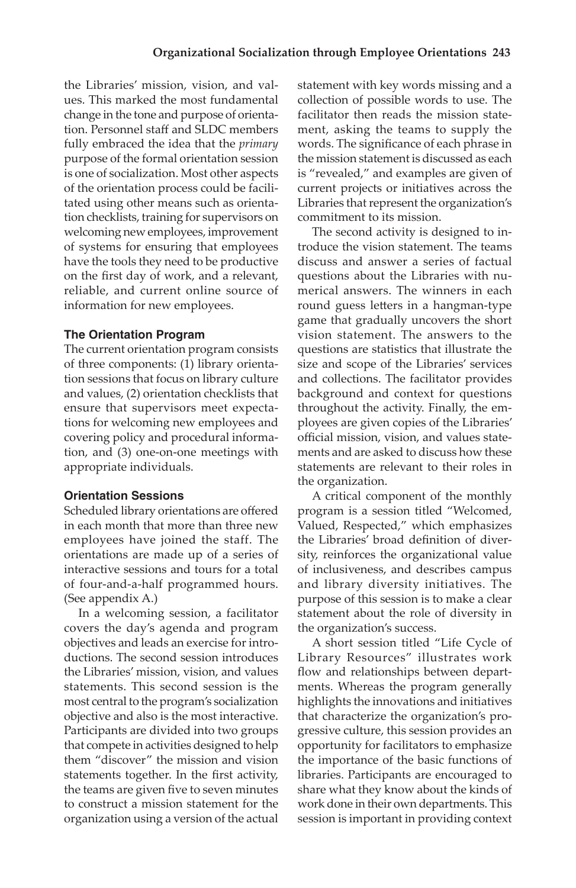the Libraries' mission, vision, and values. This marked the most fundamental change in the tone and purpose of orientation. Personnel staff and SLDC members fully embraced the idea that the *primary* purpose of the formal orientation session is one of socialization. Most other aspects of the orientation process could be facilitated using other means such as orientation checklists, training for supervisors on welcoming new employees, improvement of systems for ensuring that employees have the tools they need to be productive on the first day of work, and a relevant, reliable, and current online source of information for new employees.

### The Orientation Program

The current orientation program consists of three components: (1) library orientation sessions that focus on library culture and values, (2) orientation checklists that ensure that supervisors meet expectations for welcoming new employees and covering policy and procedural information, and (3) one-on-one meetings with appropriate individuals.

### Orientation Sessions

Scheduled library orientations are offered in each month that more than three new employees have joined the staff. The orientations are made up of a series of interactive sessions and tours for a total of four-and-a-half programmed hours. (See appendix A.)

In a welcoming session, a facilitator covers the day's agenda and program objectives and leads an exercise for introductions. The second session introduces the Libraries' mission, vision, and values statements. This second session is the most central to the program's socialization objective and also is the most interactive. Participants are divided into two groups that compete in activities designed to help them "discover" the mission and vision statements together. In the first activity, the teams are given five to seven minutes to construct a mission statement for the organization using a version of the actual statement with key words missing and a collection of possible words to use. The facilitator then reads the mission statement, asking the teams to supply the words. The significance of each phrase in the mission statement is discussed as each is "revealed," and examples are given of current projects or initiatives across the Libraries that represent the organization's commitment to its mission.

The second activity is designed to introduce the vision statement. The teams discuss and answer a series of factual questions about the Libraries with numerical answers. The winners in each round guess letters in a hangman-type game that gradually uncovers the short vision statement. The answers to the questions are statistics that illustrate the size and scope of the Libraries' services and collections. The facilitator provides background and context for questions throughout the activity. Finally, the employees are given copies of the Libraries' official mission, vision, and values statements and are asked to discuss how these statements are relevant to their roles in the organization.

A critical component of the monthly program is a session titled "Welcomed, Valued, Respected," which emphasizes the Libraries' broad definition of diversity, reinforces the organizational value of inclusiveness, and describes campus and library diversity initiatives. The purpose of this session is to make a clear statement about the role of diversity in the organization's success.

A short session titled "Life Cycle of Library Resources" illustrates work flow and relationships between departments. Whereas the program generally highlights the innovations and initiatives that characterize the organization's progressive culture, this session provides an opportunity for facilitators to emphasize the importance of the basic functions of libraries. Participants are encouraged to share what they know about the kinds of work done in their own departments. This session is important in providing context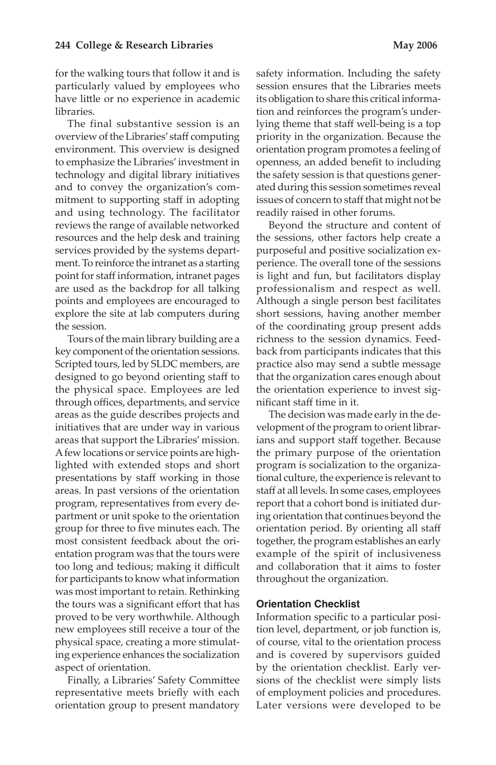for the walking tours that follow it and is particularly valued by employees who have little or no experience in academic libraries.

The final substantive session is an overview of the Libraries' staff computing environment. This overview is designed to emphasize the Libraries' investment in technology and digital library initiatives and to convey the organization's commitment to supporting staff in adopting and using technology. The facilitator reviews the range of available networked resources and the help desk and training services provided by the systems department. To reinforce the intranet as a starting point for staff information, intranet pages are used as the backdrop for all talking points and employees are encouraged to explore the site at lab computers during the session.

Tours of the main library building are a key component of the orientation sessions. Scripted tours, led by SLDC members, are designed to go beyond orienting staff to the physical space. Employees are led through offices, departments, and service areas as the guide describes projects and initiatives that are under way in various areas that support the Libraries' mission. A few locations or service points are highlighted with extended stops and short presentations by staff working in those areas. In past versions of the orientation program, representatives from every department or unit spoke to the orientation group for three to five minutes each. The most consistent feedback about the orientation program was that the tours were too long and tedious; making it difficult for participants to know what information was most important to retain. Rethinking the tours was a significant effort that has proved to be very worthwhile. Although new employees still receive a tour of the physical space, creating a more stimulating experience enhances the socialization aspect of orientation.

Finally, a Libraries' Safety Committee representative meets briefly with each orientation group to present mandatory safety information. Including the safety session ensures that the Libraries meets its obligation to share this critical information and reinforces the program's underlying theme that staff well-being is a top priority in the organization. Because the orientation program promotes a feeling of openness, an added benefit to including the safety session is that questions generated during this session sometimes reveal issues of concern to staff that might not be readily raised in other forums.

Beyond the structure and content of the sessions, other factors help create a purposeful and positive socialization experience. The overall tone of the sessions is light and fun, but facilitators display professionalism and respect as well. Although a single person best facilitates short sessions, having another member of the coordinating group present adds richness to the session dynamics. Feedback from participants indicates that this practice also may send a subtle message that the organization cares enough about the orientation experience to invest significant staff time in it.

The decision was made early in the development of the program to orient librarians and support staff together. Because the primary purpose of the orientation program is socialization to the organizational culture, the experience is relevant to staff at all levels. In some cases, employees report that a cohort bond is initiated during orientation that continues beyond the orientation period. By orienting all staff together, the program establishes an early example of the spirit of inclusiveness and collaboration that it aims to foster throughout the organization.

#### Orientation Checklist

Information specific to a particular position level, department, or job function is, of course, vital to the orientation process and is covered by supervisors guided by the orientation checklist. Early versions of the checklist were simply lists of employment policies and procedures. Later versions were developed to be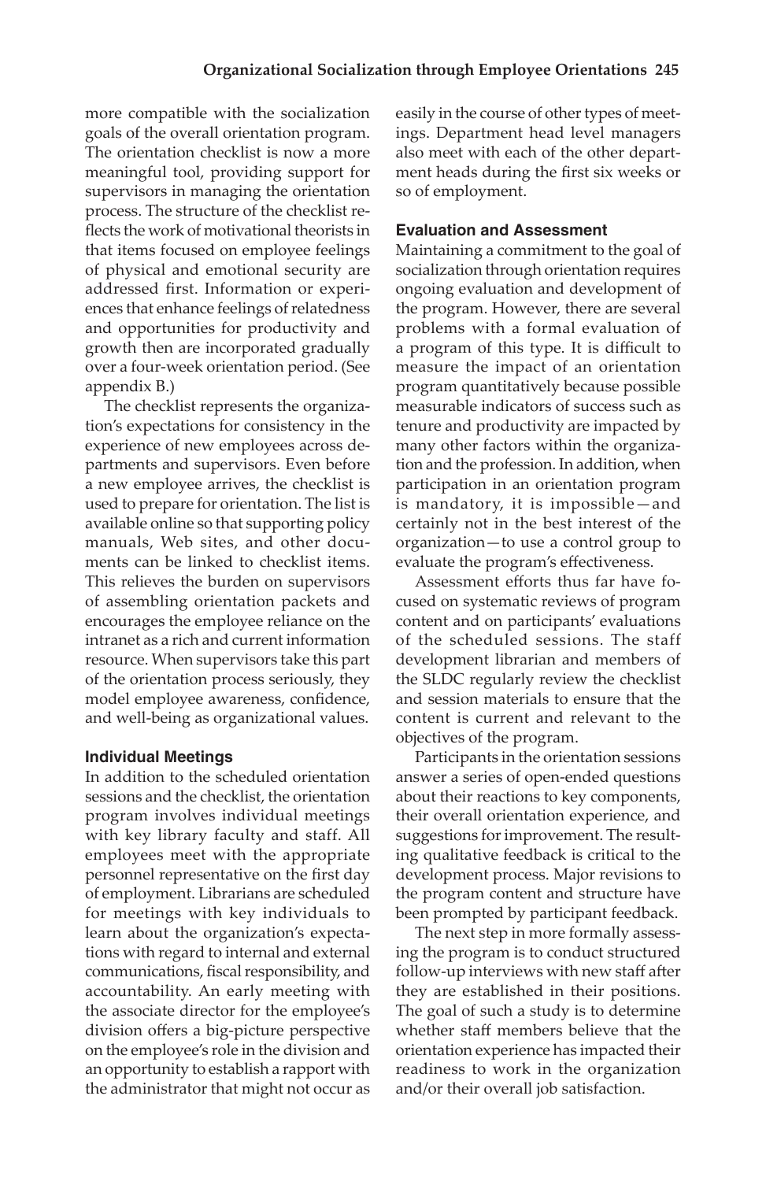more compatible with the socialization goals of the overall orientation program. The orientation checklist is now a more meaningful tool, providing support for supervisors in managing the orientation process. The structure of the checklist reflects the work of motivational theorists in that items focused on employee feelings of physical and emotional security are addressed first. Information or experiences that enhance feelings of relatedness and opportunities for productivity and growth then are incorporated gradually over a four-week orientation period. (See appendix B.)

The checklist represents the organization's expectations for consistency in the experience of new employees across departments and supervisors. Even before a new employee arrives, the checklist is used to prepare for orientation. The list is available online so that supporting policy manuals, Web sites, and other documents can be linked to checklist items. This relieves the burden on supervisors of assembling orientation packets and encourages the employee reliance on the intranet as a rich and current information resource. When supervisors take this part of the orientation process seriously, they model employee awareness, confidence, and well-being as organizational values.

### Individual Meetings

In addition to the scheduled orientation sessions and the checklist, the orientation program involves individual meetings with key library faculty and staff. All employees meet with the appropriate personnel representative on the first day of employment. Librarians are scheduled for meetings with key individuals to learn about the organization's expectations with regard to internal and external communications, fiscal responsibility, and accountability. An early meeting with the associate director for the employee's division offers a big-picture perspective on the employee's role in the division and an opportunity to establish a rapport with the administrator that might not occur as easily in the course of other types of meetings. Department head level managers also meet with each of the other department heads during the first six weeks or so of employment.

### Evaluation and Assessment

Maintaining a commitment to the goal of socialization through orientation requires ongoing evaluation and development of the program. However, there are several problems with a formal evaluation of a program of this type. It is difficult to measure the impact of an orientation program quantitatively because possible measurable indicators of success such as tenure and productivity are impacted by many other factors within the organization and the profession. In addition, when participation in an orientation program is mandatory, it is impossible—and certainly not in the best interest of the organization—to use a control group to evaluate the program's effectiveness.

Assessment efforts thus far have focused on systematic reviews of program content and on participants' evaluations of the scheduled sessions. The staff development librarian and members of the SLDC regularly review the checklist and session materials to ensure that the content is current and relevant to the objectives of the program.

Participants in the orientation sessions answer a series of open-ended questions about their reactions to key components, their overall orientation experience, and suggestions for improvement. The resulting qualitative feedback is critical to the development process. Major revisions to the program content and structure have been prompted by participant feedback.

The next step in more formally assessing the program is to conduct structured follow-up interviews with new staff after they are established in their positions. The goal of such a study is to determine whether staff members believe that the orientation experience has impacted their readiness to work in the organization and/or their overall job satisfaction.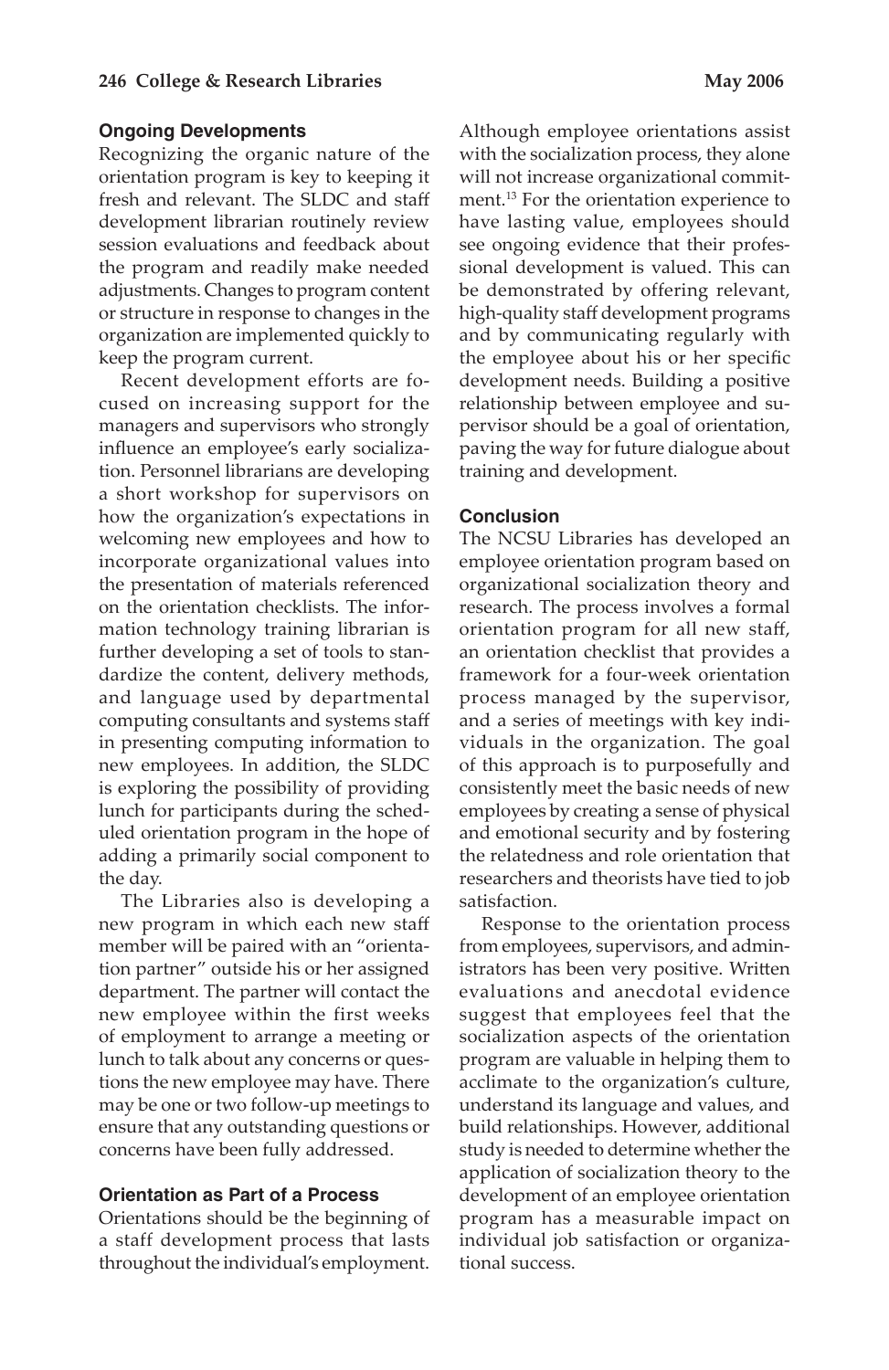### Ongoing Developments

Recognizing the organic nature of the orientation program is key to keeping it fresh and relevant. The SLDC and staff development librarian routinely review session evaluations and feedback about the program and readily make needed adjustments. Changes to program content or structure in response to changes in the organization are implemented quickly to keep the program current.

Recent development efforts are focused on increasing support for the managers and supervisors who strongly influence an employee's early socialization. Personnel librarians are developing a short workshop for supervisors on how the organization's expectations in welcoming new employees and how to incorporate organizational values into the presentation of materials referenced on the orientation checklists. The information technology training librarian is further developing a set of tools to standardize the content, delivery methods, and language used by departmental computing consultants and systems staff in presenting computing information to new employees. In addition, the SLDC is exploring the possibility of providing lunch for participants during the scheduled orientation program in the hope of adding a primarily social component to the day.

The Libraries also is developing a new program in which each new staff member will be paired with an "orientation partner" outside his or her assigned department. The partner will contact the new employee within the first weeks of employment to arrange a meeting or lunch to talk about any concerns or questions the new employee may have. There may be one or two follow-up meetings to ensure that any outstanding questions or concerns have been fully addressed.

### Orientation as Part of a Process

Orientations should be the beginning of a staff development process that lasts throughout the individual's employment. Although employee orientations assist with the socialization process, they alone will not increase organizational commitment.[13] For the orientation experience to have lasting value, employees should see ongoing evidence that their professional development is valued. This can be demonstrated by offering relevant, high-quality staff development programs and by communicating regularly with the employee about his or her specific development needs. Building a positive relationship between employee and supervisor should be a goal of orientation, paving the way for future dialogue about training and development.

### Conclusion

The NCSU Libraries has developed an employee orientation program based on organizational socialization theory and research. The process involves a formal orientation program for all new staff, an orientation checklist that provides a framework for a four-week orientation process managed by the supervisor, and a series of meetings with key individuals in the organization. The goal of this approach is to purposefully and consistently meet the basic needs of new employees by creating a sense of physical and emotional security and by fostering the relatedness and role orientation that researchers and theorists have tied to job satisfaction.

Response to the orientation process from employees, supervisors, and administrators has been very positive. Written evaluations and anecdotal evidence suggest that employees feel that the socialization aspects of the orientation program are valuable in helping them to acclimate to the organization's culture, understand its language and values, and build relationships. However, additional study is needed to determine whether the application of socialization theory to the development of an employee orientation program has a measurable impact on individual job satisfaction or organizational success.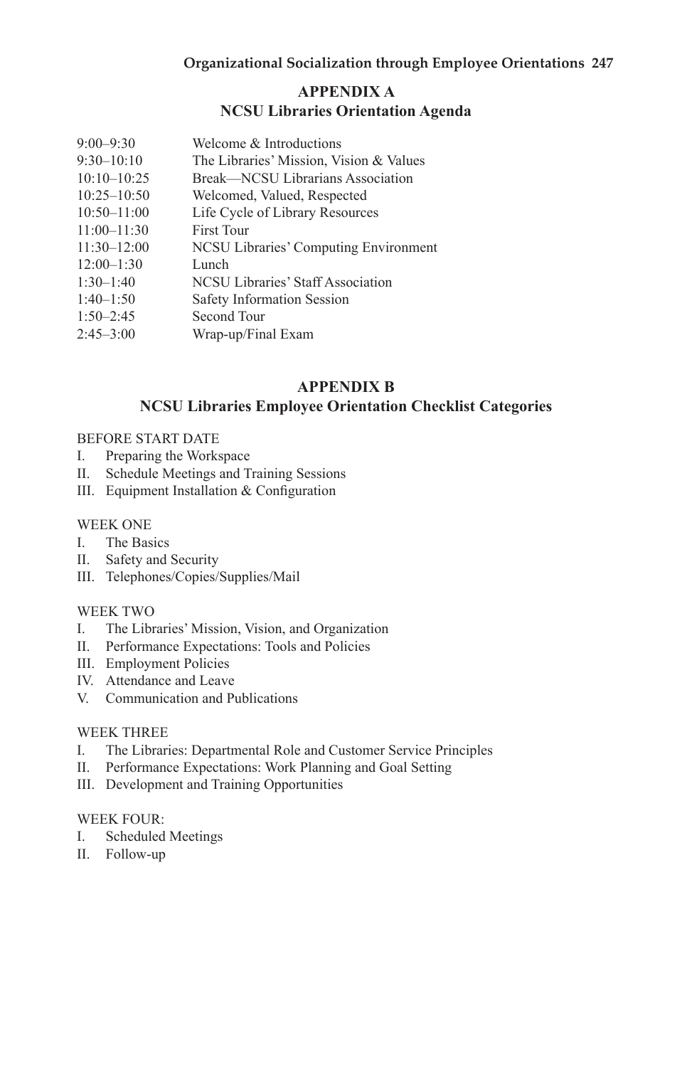## APPENDIX A
## NCSU Libraries Orientation Agenda

| | |
|---|---|
| 9:00–9:30 | Welcome & Introductions |
| 9:30–10:10 | The Libraries' Mission, Vision & Values |
| 10:10–10:25 | Break—NCSU Librarians Association |
| 10:25–10:50 | Welcomed, Valued, Respected |
| 10:50–11:00 | Life Cycle of Library Resources |
| 11:00–11:30 | First Tour |
| 11:30–12:00 | NCSU Libraries' Computing Environment |
| 12:00–1:30 | Lunch |
| 1:30–1:40 | NCSU Libraries' Staff Association |
| 1:40–1:50 | Safety Information Session |
| 1:50–2:45 | Second Tour |
| 2:45–3:00 | Wrap-up/Final Exam |

## APPENDIX B
## NCSU Libraries Employee Orientation Checklist Categories

BEFORE START DATE

I. Preparing the Workspace
II. Schedule Meetings and Training Sessions
III. Equipment Installation & Configuration

WEEK ONE

I. The Basics
II. Safety and Security
III. Telephones/Copies/Supplies/Mail

WEEK TWO

I. The Libraries' Mission, Vision, and Organization
II. Performance Expectations: Tools and Policies
III. Employment Policies
IV. Attendance and Leave
V. Communication and Publications

WEEK THREE

I. The Libraries: Departmental Role and Customer Service Principles
II. Performance Expectations: Work Planning and Goal Setting
III. Development and Training Opportunities

WEEK FOUR:

I. Scheduled Meetings
II. Follow-up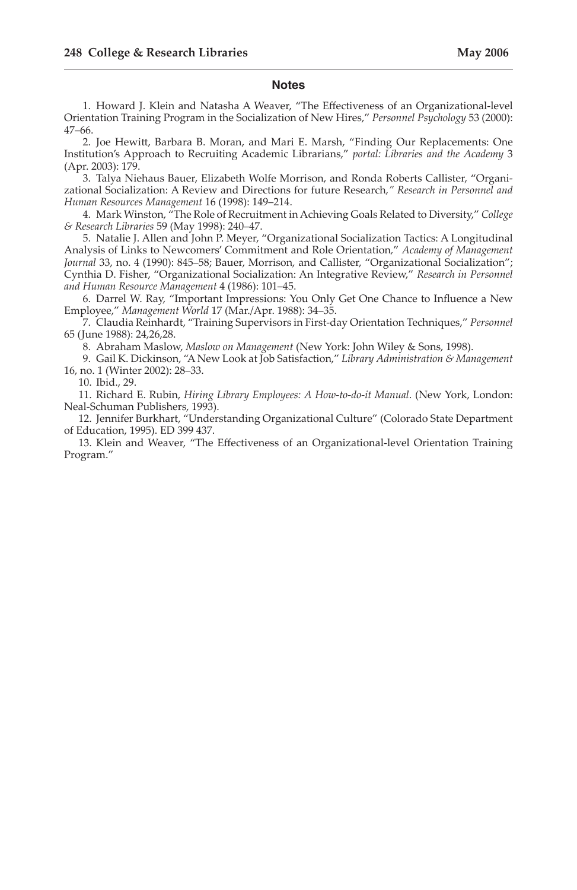## Notes

1. Howard J. Klein and Natasha A Weaver, "The Effectiveness of an Organizational-level Orientation Training Program in the Socialization of New Hires," *Personnel Psychology* 53 (2000): 47–66.

2. Joe Hewitt, Barbara B. Moran, and Mari E. Marsh, "Finding Our Replacements: One Institution's Approach to Recruiting Academic Librarians," *portal: Libraries and the Academy* 3 (Apr. 2003): 179.

3. Talya Niehaus Bauer, Elizabeth Wolfe Morrison, and Ronda Roberts Callister, "Organizational Socialization: A Review and Directions for future Research," *Research in Personnel and Human Resources Management* 16 (1998): 149–214.

4. Mark Winston, "The Role of Recruitment in Achieving Goals Related to Diversity," *College & Research Libraries* 59 (May 1998): 240–47.

5. Natalie J. Allen and John P. Meyer, "Organizational Socialization Tactics: A Longitudinal Analysis of Links to Newcomers' Commitment and Role Orientation," *Academy of Management Journal* 33, no. 4 (1990): 845–58; Bauer, Morrison, and Callister, "Organizational Socialization"; Cynthia D. Fisher, "Organizational Socialization: An Integrative Review," *Research in Personnel and Human Resource Management* 4 (1986): 101–45.

6. Darrel W. Ray, "Important Impressions: You Only Get One Chance to Influence a New Employee," *Management World* 17 (Mar./Apr. 1988): 34–35.

7. Claudia Reinhardt, "Training Supervisors in First-day Orientation Techniques," *Personnel* 65 (June 1988): 24,26,28.

8. Abraham Maslow, *Maslow on Management* (New York: John Wiley & Sons, 1998).

9. Gail K. Dickinson, "A New Look at Job Satisfaction," *Library Administration & Management* 16, no. 1 (Winter 2002): 28–33.

10. Ibid., 29.

11. Richard E. Rubin, *Hiring Library Employees: A How-to-do-it Manual*. (New York, London: Neal-Schuman Publishers, 1993).

12. Jennifer Burkhart, "Understanding Organizational Culture" (Colorado State Department of Education, 1995). ED 399 437.

13. Klein and Weaver, "The Effectiveness of an Organizational-level Orientation Training Program."